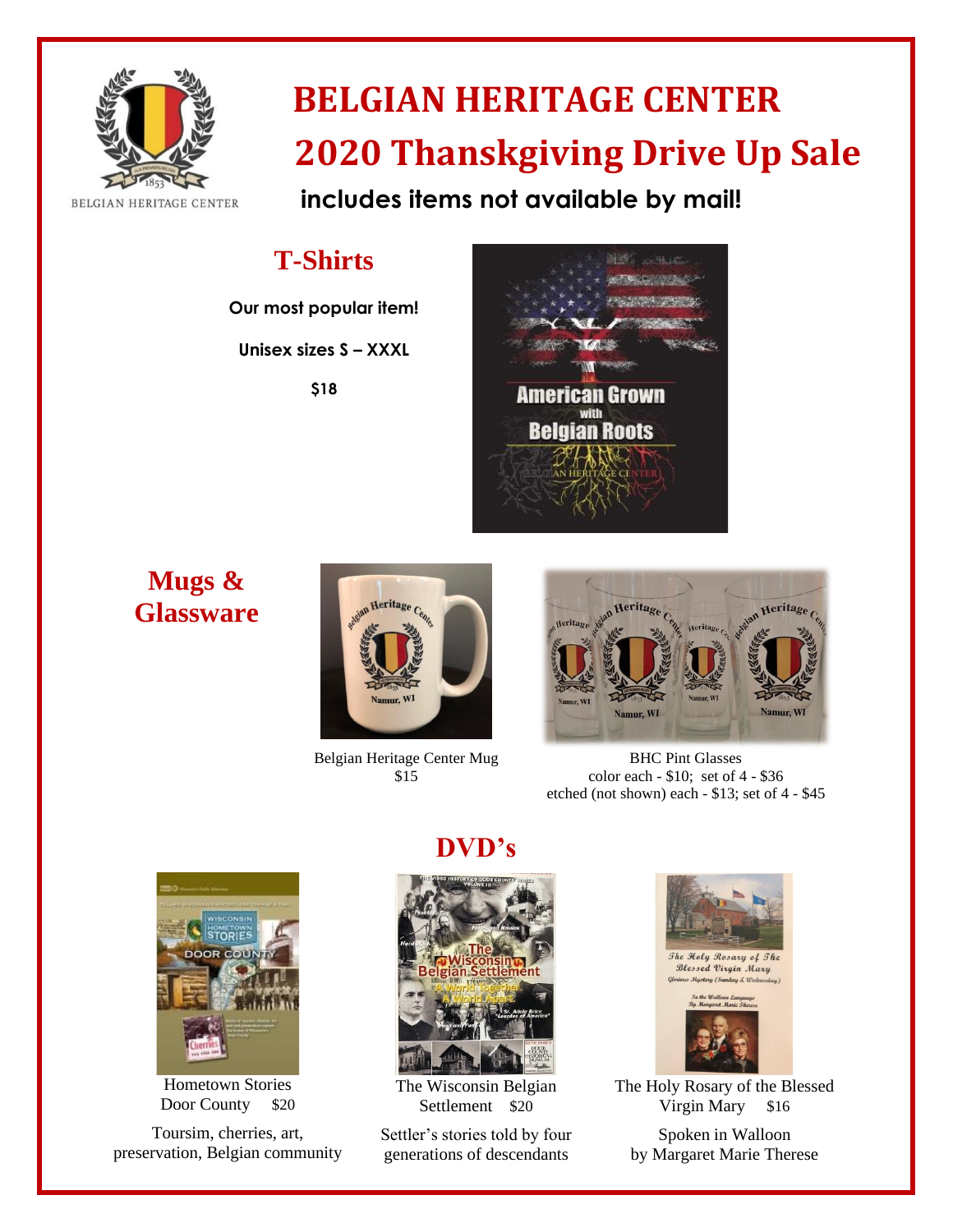# BELGIAN HERITAGE CENTER

# 2020 Thanskgiving Drive Up Sale

**includes items not available by mail!**

## T-Shirts

**Our most popular item!**

**Unisex sizes S – XXXL**

**$18**

## Mugs & Glassware

Belgian Heritage Center Mug
$15

BHC Pint Glasses
color each - $10; set of 4 - $36
etched (not shown) each - $13; set of 4 - $45

## DVD's

Hometown Stories
Door County $20

Toursim, cherries, art, preservation, Belgian community

The Wisconsin Belgian Settlement $20

Settler's stories told by four generations of descendants

The Holy Rosary of the Blessed Virgin Mary $16

Spoken in Walloon
by Margaret Marie Therese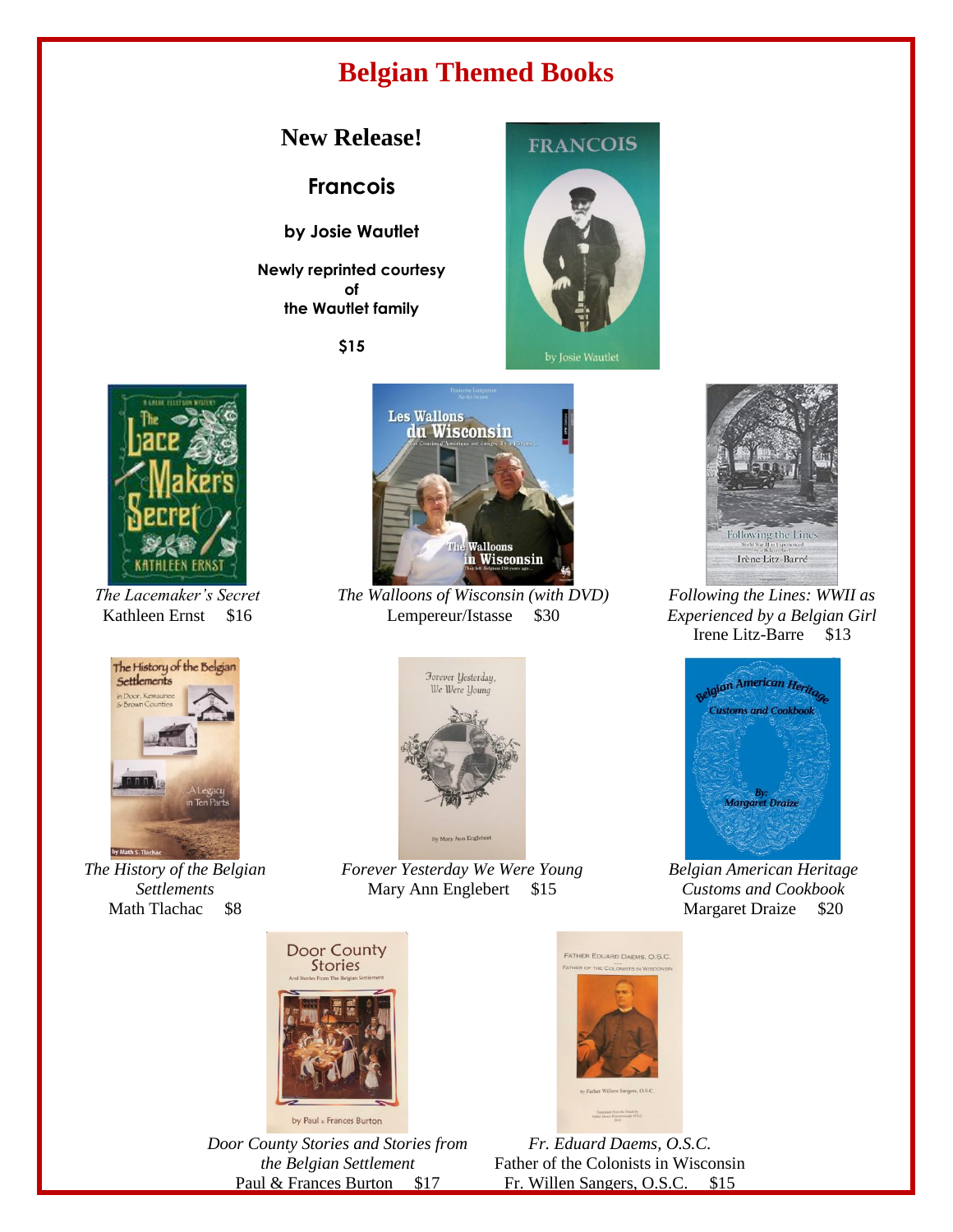# Belgian Themed Books

## New Release!

### Francois

**by Josie Wautlet**

**Newly reprinted courtesy of the Wautlet family**

**$15**

*The Lacemaker's Secret*
Kathleen Ernst $16

*The Walloons of Wisconsin (with DVD)*
Lempereur/Istasse $30

*Following the Lines: WWII as Experienced by a Belgian Girl*
Irene Litz-Barre $13

*The History of the Belgian Settlements*
Math Tlachac $8

*Forever Yesterday We Were Young*
Mary Ann Englebert $15

*Belgian American Heritage Customs and Cookbook*
Margaret Draize $20

*Door County Stories and Stories from the Belgian Settlement*
Paul & Frances Burton $17

*Fr. Eduard Daems, O.S.C.*
Father of the Colonists in Wisconsin
Fr. Willen Sangers, O.S.C. $15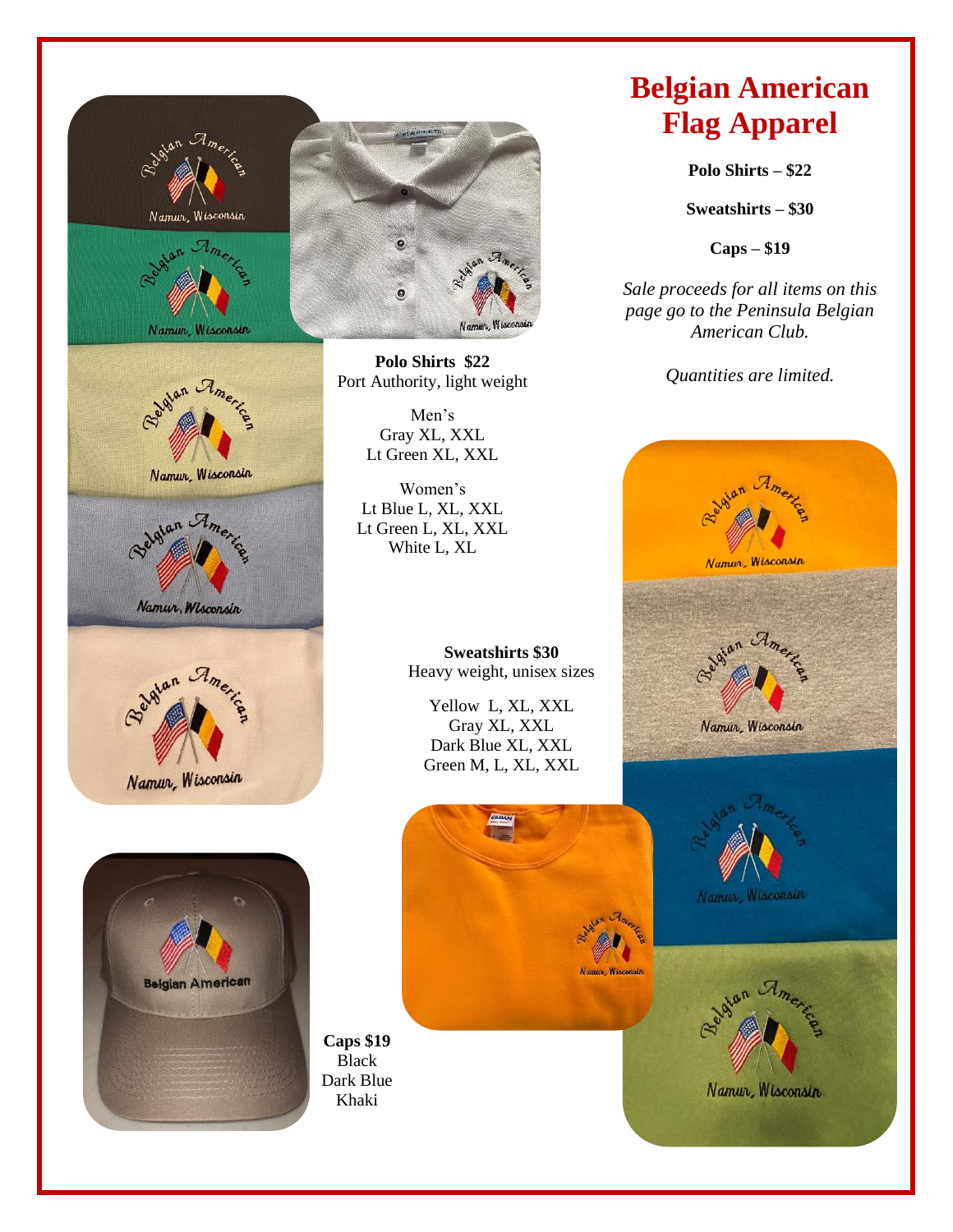# Belgian American Flag Apparel

**Polo Shirts – $22**

**Sweatshirts – $30**

**Caps – $19**

*Sale proceeds for all items on this page go to the Peninsula Belgian American Club.*

*Quantities are limited.*

**Polo Shirts $22**
Port Authority, light weight

Men's
Gray XL, XXL
Lt Green XL, XXL

Women's
Lt Blue L, XL, XXL
Lt Green L, XL, XXL
White L, XL

**Sweatshirts $30**
Heavy weight, unisex sizes

Yellow L, XL, XXL
Gray XL, XXL
Dark Blue XL, XXL
Green M, L, XL, XXL

**Caps $19**
Black
Dark Blue
Khaki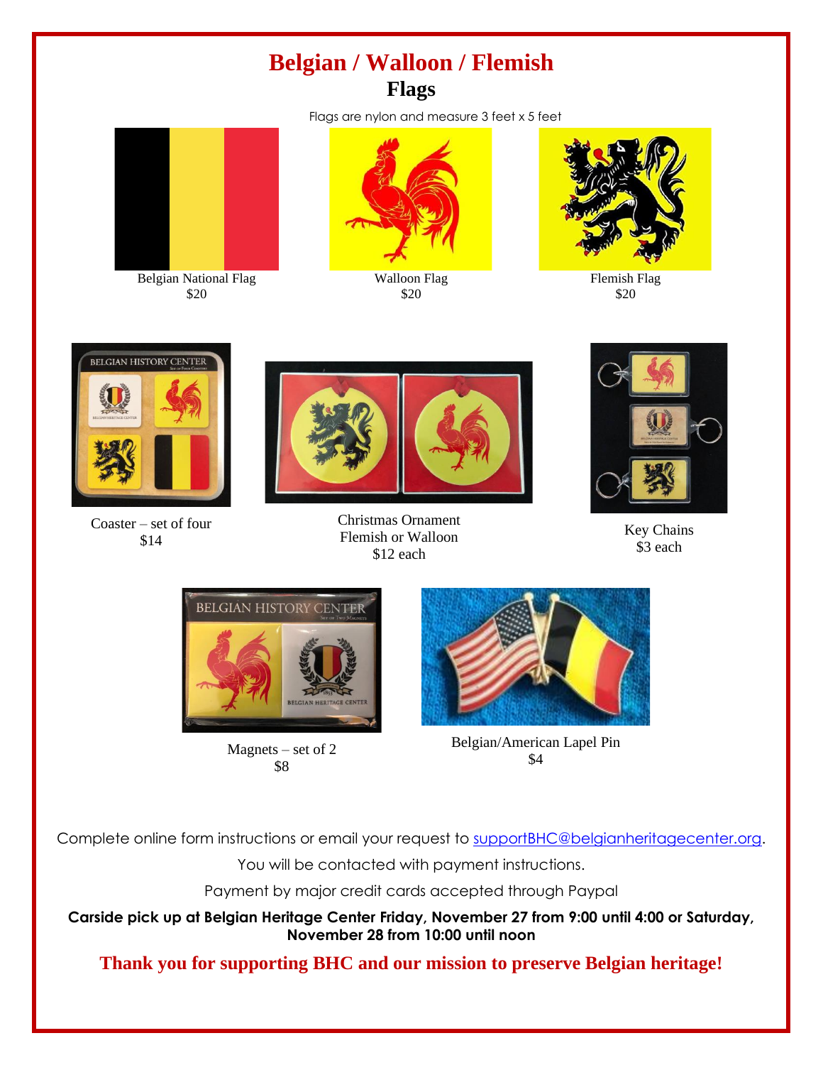# Belgian / Walloon / Flemish

## Flags

Flags are nylon and measure 3 feet x 5 feet

Belgian National Flag
$20

Walloon Flag
$20

Flemish Flag
$20

Coaster – set of four
$14

Christmas Ornament
Flemish or Walloon
$12 each

Key Chains
$3 each

Magnets – set of 2
$8

Belgian/American Lapel Pin
$4

Complete online form instructions or email your request to supportBHC@belgianheritagecenter.org.

You will be contacted with payment instructions.

Payment by major credit cards accepted through Paypal

**Carside pick up at Belgian Heritage Center Friday, November 27 from 9:00 until 4:00 or Saturday, November 28 from 10:00 until noon**

**Thank you for supporting BHC and our mission to preserve Belgian heritage!**